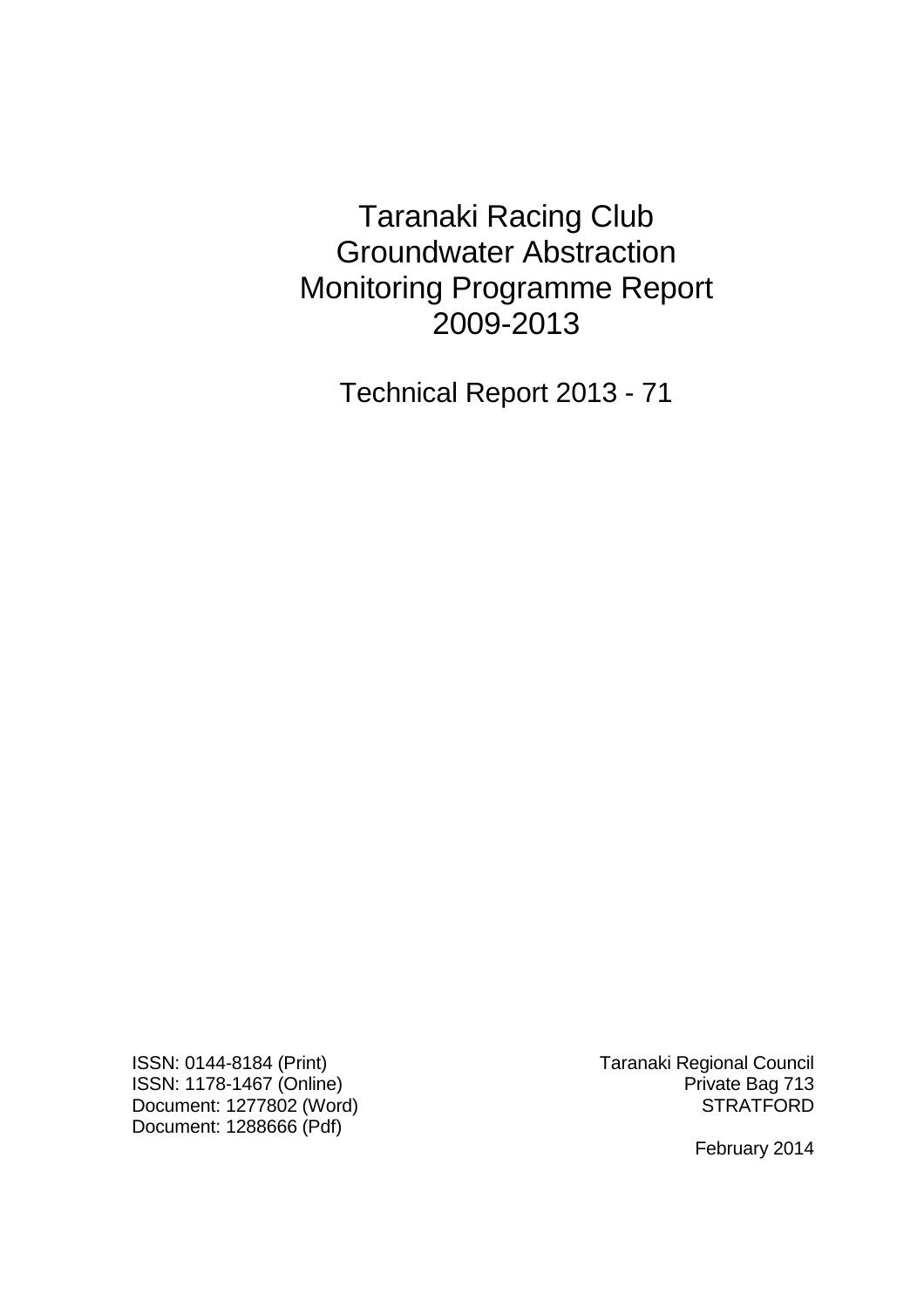# Taranaki Racing Club Groundwater Abstraction Monitoring Programme Report 2009-2013

## Technical Report 2013 - 71

ISSN: 0144-8184 (Print)
ISSN: 1178-1467 (Online)
Document: 1277802 (Word)
Document: 1288666 (Pdf)

Taranaki Regional Council
Private Bag 713
STRATFORD

February 2014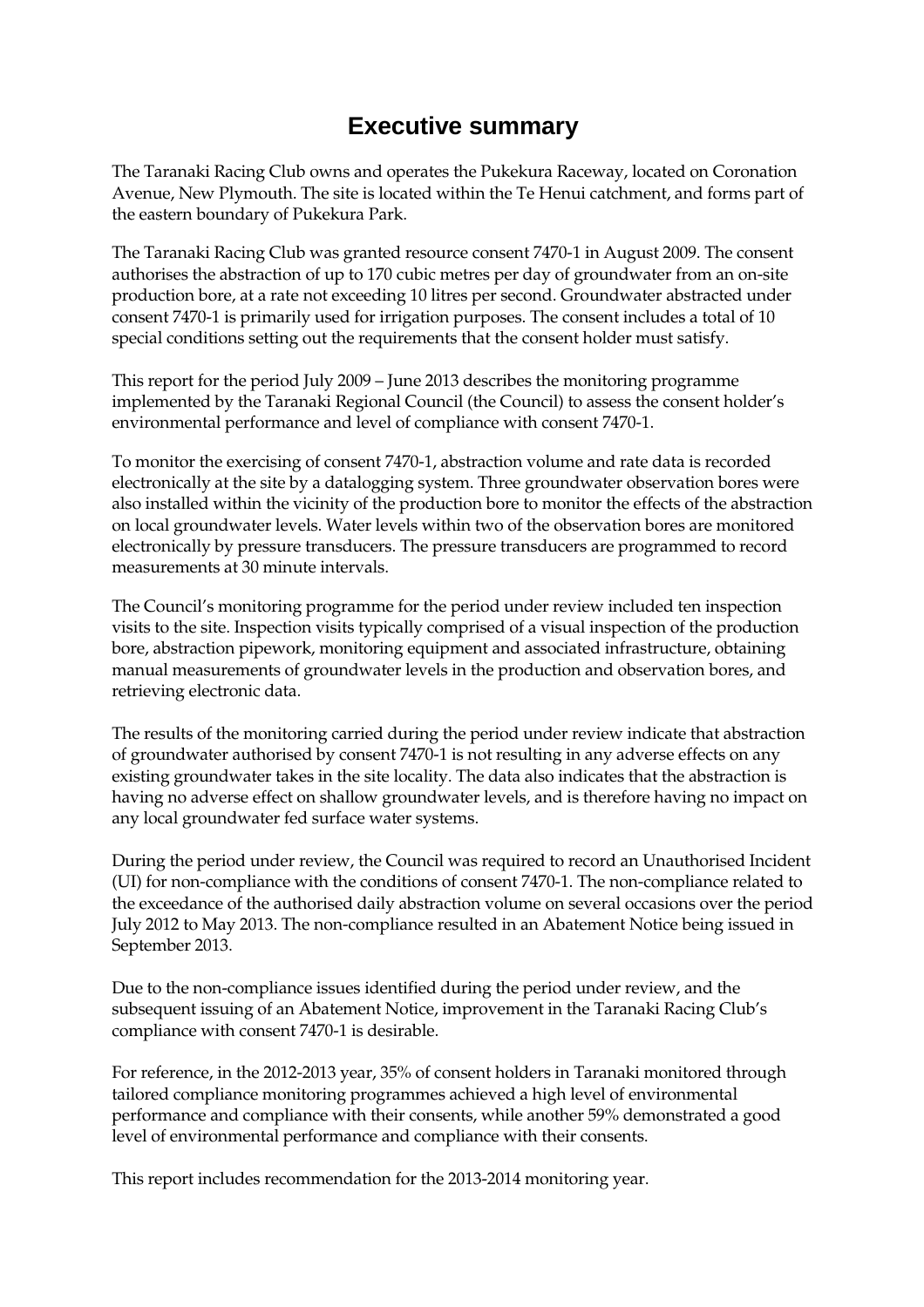# Executive summary

The Taranaki Racing Club owns and operates the Pukekura Raceway, located on Coronation Avenue, New Plymouth. The site is located within the Te Henui catchment, and forms part of the eastern boundary of Pukekura Park.

The Taranaki Racing Club was granted resource consent 7470-1 in August 2009. The consent authorises the abstraction of up to 170 cubic metres per day of groundwater from an on-site production bore, at a rate not exceeding 10 litres per second. Groundwater abstracted under consent 7470-1 is primarily used for irrigation purposes. The consent includes a total of 10 special conditions setting out the requirements that the consent holder must satisfy.

This report for the period July 2009 – June 2013 describes the monitoring programme implemented by the Taranaki Regional Council (the Council) to assess the consent holder's environmental performance and level of compliance with consent 7470-1.

To monitor the exercising of consent 7470-1, abstraction volume and rate data is recorded electronically at the site by a datalogging system. Three groundwater observation bores were also installed within the vicinity of the production bore to monitor the effects of the abstraction on local groundwater levels. Water levels within two of the observation bores are monitored electronically by pressure transducers. The pressure transducers are programmed to record measurements at 30 minute intervals.

The Council's monitoring programme for the period under review included ten inspection visits to the site. Inspection visits typically comprised of a visual inspection of the production bore, abstraction pipework, monitoring equipment and associated infrastructure, obtaining manual measurements of groundwater levels in the production and observation bores, and retrieving electronic data.

The results of the monitoring carried during the period under review indicate that abstraction of groundwater authorised by consent 7470-1 is not resulting in any adverse effects on any existing groundwater takes in the site locality. The data also indicates that the abstraction is having no adverse effect on shallow groundwater levels, and is therefore having no impact on any local groundwater fed surface water systems.

During the period under review, the Council was required to record an Unauthorised Incident (UI) for non-compliance with the conditions of consent 7470-1. The non-compliance related to the exceedance of the authorised daily abstraction volume on several occasions over the period July 2012 to May 2013. The non-compliance resulted in an Abatement Notice being issued in September 2013.

Due to the non-compliance issues identified during the period under review, and the subsequent issuing of an Abatement Notice, improvement in the Taranaki Racing Club's compliance with consent 7470-1 is desirable.

For reference, in the 2012-2013 year, 35% of consent holders in Taranaki monitored through tailored compliance monitoring programmes achieved a high level of environmental performance and compliance with their consents, while another 59% demonstrated a good level of environmental performance and compliance with their consents.

This report includes recommendation for the 2013-2014 monitoring year.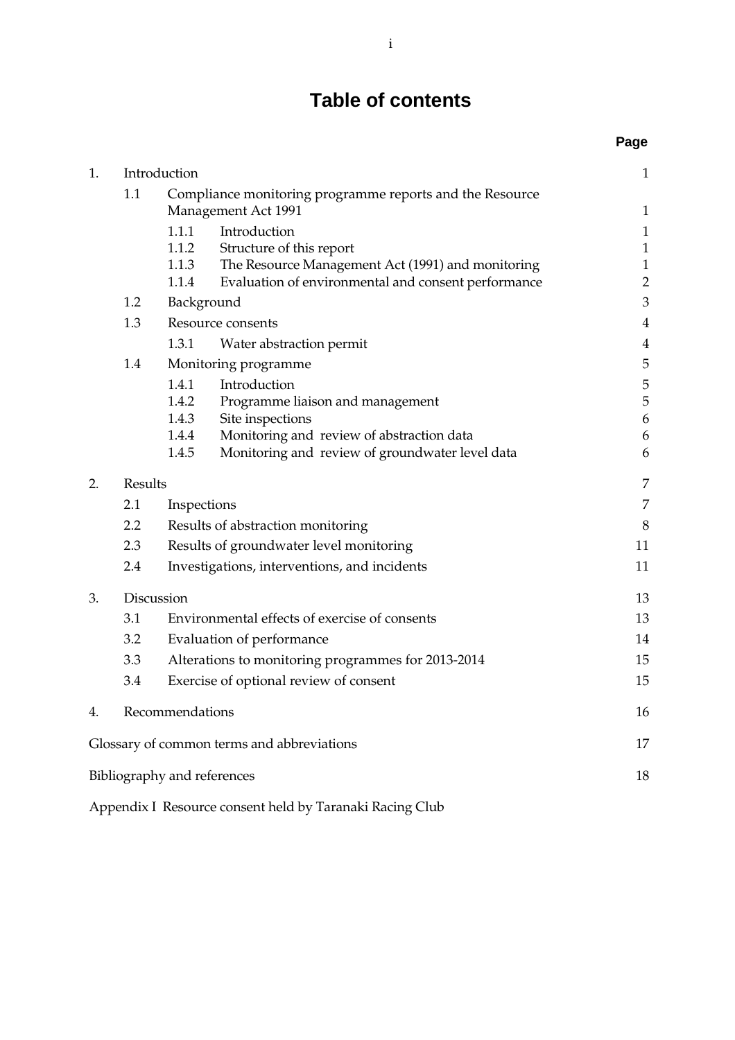# Table of contents

| | | | Page |
|---|---|---|---|
| 1. | Introduction | | 1 |
| | 1.1 | Compliance monitoring programme reports and the Resource Management Act 1991 | 1 |
| | | 1.1.1 Introduction | 1 |
| | | 1.1.2 Structure of this report | 1 |
| | | 1.1.3 The Resource Management Act (1991) and monitoring | 1 |
| | | 1.1.4 Evaluation of environmental and consent performance | 2 |
| | 1.2 | Background | 3 |
| | 1.3 | Resource consents | 4 |
| | | 1.3.1 Water abstraction permit | 4 |
| | 1.4 | Monitoring programme | 5 |
| | | 1.4.1 Introduction | 5 |
| | | 1.4.2 Programme liaison and management | 5 |
| | | 1.4.3 Site inspections | 6 |
| | | 1.4.4 Monitoring and review of abstraction data | 6 |
| | | 1.4.5 Monitoring and review of groundwater level data | 6 |
| 2. | Results | | 7 |
| | 2.1 | Inspections | 7 |
| | 2.2 | Results of abstraction monitoring | 8 |
| | 2.3 | Results of groundwater level monitoring | 11 |
| | 2.4 | Investigations, interventions, and incidents | 11 |
| 3. | Discussion | | 13 |
| | 3.1 | Environmental effects of exercise of consents | 13 |
| | 3.2 | Evaluation of performance | 14 |
| | 3.3 | Alterations to monitoring programmes for 2013-2014 | 15 |
| | 3.4 | Exercise of optional review of consent | 15 |
| 4. | Recommendations | | 16 |
| Glossary of common terms and abbreviations | | | 17 |
| Bibliography and references | | | 18 |
| Appendix I Resource consent held by Taranaki Racing Club | | | |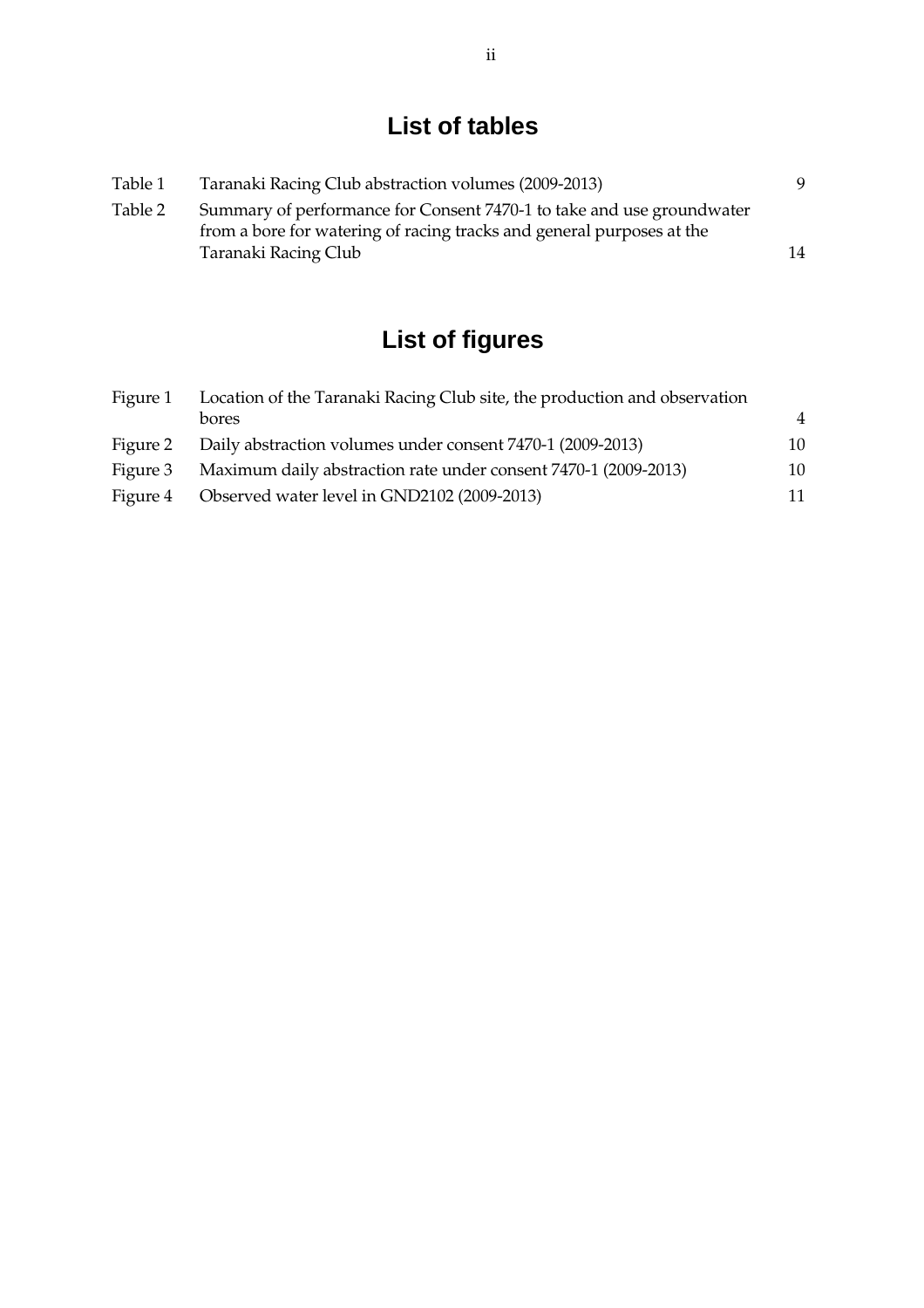# List of tables

| | | |
|---|---|---|
| Table 1 | Taranaki Racing Club abstraction volumes (2009-2013) | 9 |
| Table 2 | Summary of performance for Consent 7470-1 to take and use groundwater from a bore for watering of racing tracks and general purposes at the Taranaki Racing Club | 14 |

# List of figures

| | | |
|---|---|---|
| Figure 1 | Location of the Taranaki Racing Club site, the production and observation bores | 4 |
| Figure 2 | Daily abstraction volumes under consent 7470-1 (2009-2013) | 10 |
| Figure 3 | Maximum daily abstraction rate under consent 7470-1 (2009-2013) | 10 |
| Figure 4 | Observed water level in GND2102 (2009-2013) | 11 |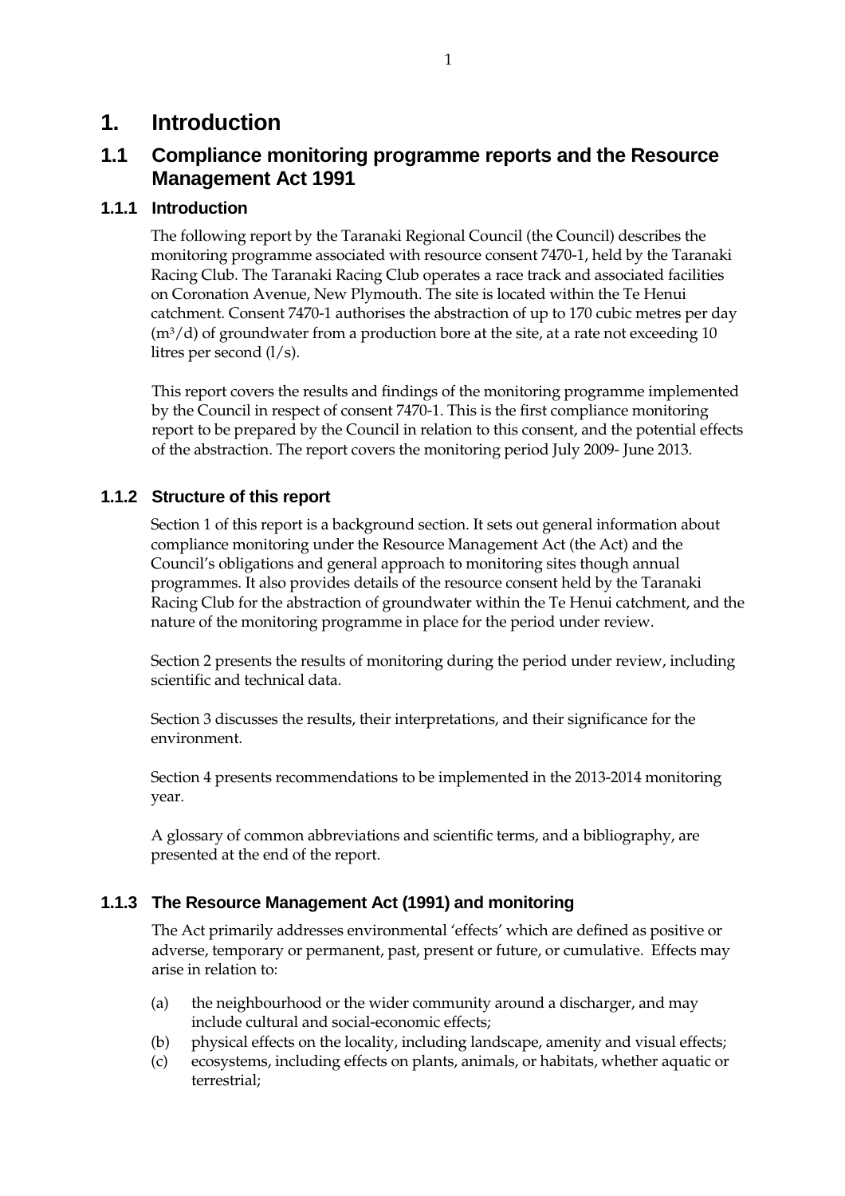# 1. Introduction

## 1.1 Compliance monitoring programme reports and the Resource Management Act 1991

### 1.1.1 Introduction

The following report by the Taranaki Regional Council (the Council) describes the monitoring programme associated with resource consent 7470-1, held by the Taranaki Racing Club. The Taranaki Racing Club operates a race track and associated facilities on Coronation Avenue, New Plymouth. The site is located within the Te Henui catchment. Consent 7470-1 authorises the abstraction of up to 170 cubic metres per day ($m^3/d$) of groundwater from a production bore at the site, at a rate not exceeding 10 litres per second (l/s).

This report covers the results and findings of the monitoring programme implemented by the Council in respect of consent 7470-1. This is the first compliance monitoring report to be prepared by the Council in relation to this consent, and the potential effects of the abstraction. The report covers the monitoring period July 2009- June 2013.

### 1.1.2 Structure of this report

Section 1 of this report is a background section. It sets out general information about compliance monitoring under the Resource Management Act (the Act) and the Council's obligations and general approach to monitoring sites though annual programmes. It also provides details of the resource consent held by the Taranaki Racing Club for the abstraction of groundwater within the Te Henui catchment, and the nature of the monitoring programme in place for the period under review.

Section 2 presents the results of monitoring during the period under review, including scientific and technical data.

Section 3 discusses the results, their interpretations, and their significance for the environment.

Section 4 presents recommendations to be implemented in the 2013-2014 monitoring year.

A glossary of common abbreviations and scientific terms, and a bibliography, are presented at the end of the report.

### 1.1.3 The Resource Management Act (1991) and monitoring

The Act primarily addresses environmental 'effects' which are defined as positive or adverse, temporary or permanent, past, present or future, or cumulative. Effects may arise in relation to:

(a) the neighbourhood or the wider community around a discharger, and may include cultural and social-economic effects;
(b) physical effects on the locality, including landscape, amenity and visual effects;
(c) ecosystems, including effects on plants, animals, or habitats, whether aquatic or terrestrial;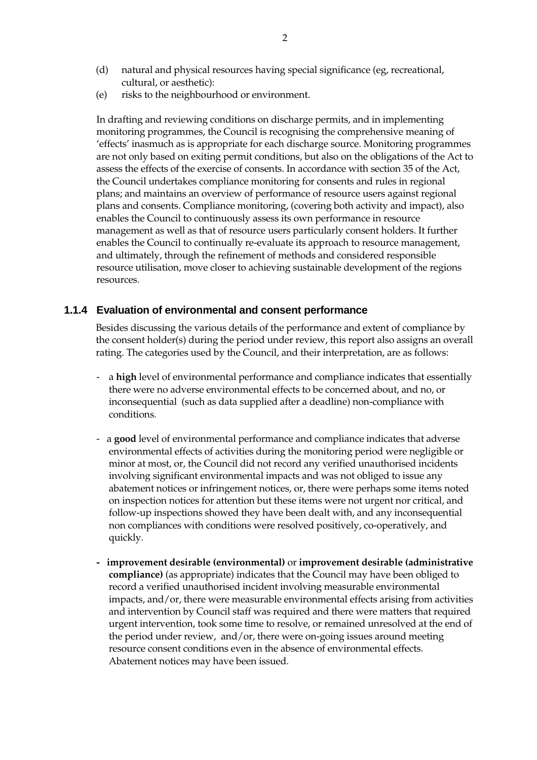(d) natural and physical resources having special significance (eg, recreational, cultural, or aesthetic):
(e) risks to the neighbourhood or environment.

In drafting and reviewing conditions on discharge permits, and in implementing monitoring programmes, the Council is recognising the comprehensive meaning of 'effects' inasmuch as is appropriate for each discharge source. Monitoring programmes are not only based on exiting permit conditions, but also on the obligations of the Act to assess the effects of the exercise of consents. In accordance with section 35 of the Act, the Council undertakes compliance monitoring for consents and rules in regional plans; and maintains an overview of performance of resource users against regional plans and consents. Compliance monitoring, (covering both activity and impact), also enables the Council to continuously assess its own performance in resource management as well as that of resource users particularly consent holders. It further enables the Council to continually re-evaluate its approach to resource management, and ultimately, through the refinement of methods and considered responsible resource utilisation, move closer to achieving sustainable development of the regions resources.

### 1.1.4 Evaluation of environmental and consent performance

Besides discussing the various details of the performance and extent of compliance by the consent holder(s) during the period under review, this report also assigns an overall rating. The categories used by the Council, and their interpretation, are as follows:

- a **high** level of environmental performance and compliance indicates that essentially there were no adverse environmental effects to be concerned about, and no, or inconsequential (such as data supplied after a deadline) non-compliance with conditions.

- a **good** level of environmental performance and compliance indicates that adverse environmental effects of activities during the monitoring period were negligible or minor at most, or, the Council did not record any verified unauthorised incidents involving significant environmental impacts and was not obliged to issue any abatement notices or infringement notices, or, there were perhaps some items noted on inspection notices for attention but these items were not urgent nor critical, and follow-up inspections showed they have been dealt with, and any inconsequential non compliances with conditions were resolved positively, co-operatively, and quickly.

- **improvement desirable (environmental)** or **improvement desirable (administrative compliance)** (as appropriate) indicates that the Council may have been obliged to record a verified unauthorised incident involving measurable environmental impacts, and/or, there were measurable environmental effects arising from activities and intervention by Council staff was required and there were matters that required urgent intervention, took some time to resolve, or remained unresolved at the end of the period under review, and/or, there were on-going issues around meeting resource consent conditions even in the absence of environmental effects. Abatement notices may have been issued.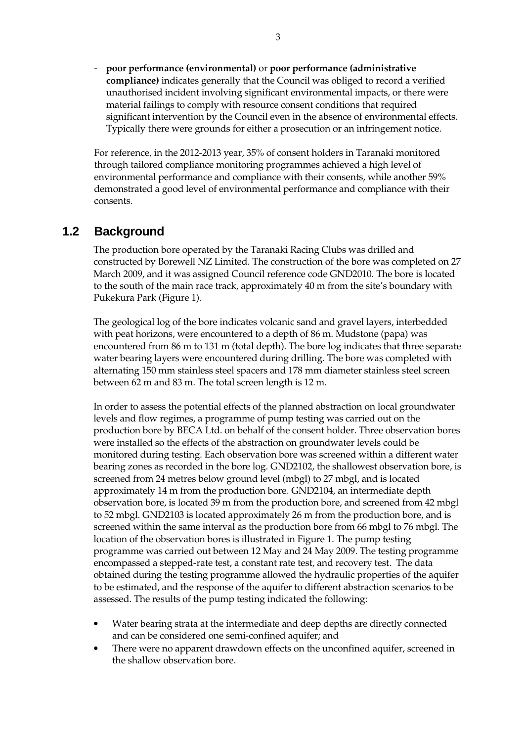- **poor performance (environmental)** or **poor performance (administrative compliance)** indicates generally that the Council was obliged to record a verified unauthorised incident involving significant environmental impacts, or there were material failings to comply with resource consent conditions that required significant intervention by the Council even in the absence of environmental effects. Typically there were grounds for either a prosecution or an infringement notice.

For reference, in the 2012-2013 year, 35% of consent holders in Taranaki monitored through tailored compliance monitoring programmes achieved a high level of environmental performance and compliance with their consents, while another 59% demonstrated a good level of environmental performance and compliance with their consents.

## 1.2 Background

The production bore operated by the Taranaki Racing Clubs was drilled and constructed by Borewell NZ Limited. The construction of the bore was completed on 27 March 2009, and it was assigned Council reference code GND2010. The bore is located to the south of the main race track, approximately 40 m from the site's boundary with Pukekura Park (Figure 1).

The geological log of the bore indicates volcanic sand and gravel layers, interbedded with peat horizons, were encountered to a depth of 86 m. Mudstone (papa) was encountered from 86 m to 131 m (total depth). The bore log indicates that three separate water bearing layers were encountered during drilling. The bore was completed with alternating 150 mm stainless steel spacers and 178 mm diameter stainless steel screen between 62 m and 83 m. The total screen length is 12 m.

In order to assess the potential effects of the planned abstraction on local groundwater levels and flow regimes, a programme of pump testing was carried out on the production bore by BECA Ltd. on behalf of the consent holder. Three observation bores were installed so the effects of the abstraction on groundwater levels could be monitored during testing. Each observation bore was screened within a different water bearing zones as recorded in the bore log. GND2102, the shallowest observation bore, is screened from 24 metres below ground level (mbgl) to 27 mbgl, and is located approximately 14 m from the production bore. GND2104, an intermediate depth observation bore, is located 39 m from the production bore, and screened from 42 mbgl to 52 mbgl. GND2103 is located approximately 26 m from the production bore, and is screened within the same interval as the production bore from 66 mbgl to 76 mbgl. The location of the observation bores is illustrated in Figure 1. The pump testing programme was carried out between 12 May and 24 May 2009. The testing programme encompassed a stepped-rate test, a constant rate test, and recovery test. The data obtained during the testing programme allowed the hydraulic properties of the aquifer to be estimated, and the response of the aquifer to different abstraction scenarios to be assessed. The results of the pump testing indicated the following:

- Water bearing strata at the intermediate and deep depths are directly connected and can be considered one semi-confined aquifer; and
- There were no apparent drawdown effects on the unconfined aquifer, screened in the shallow observation bore.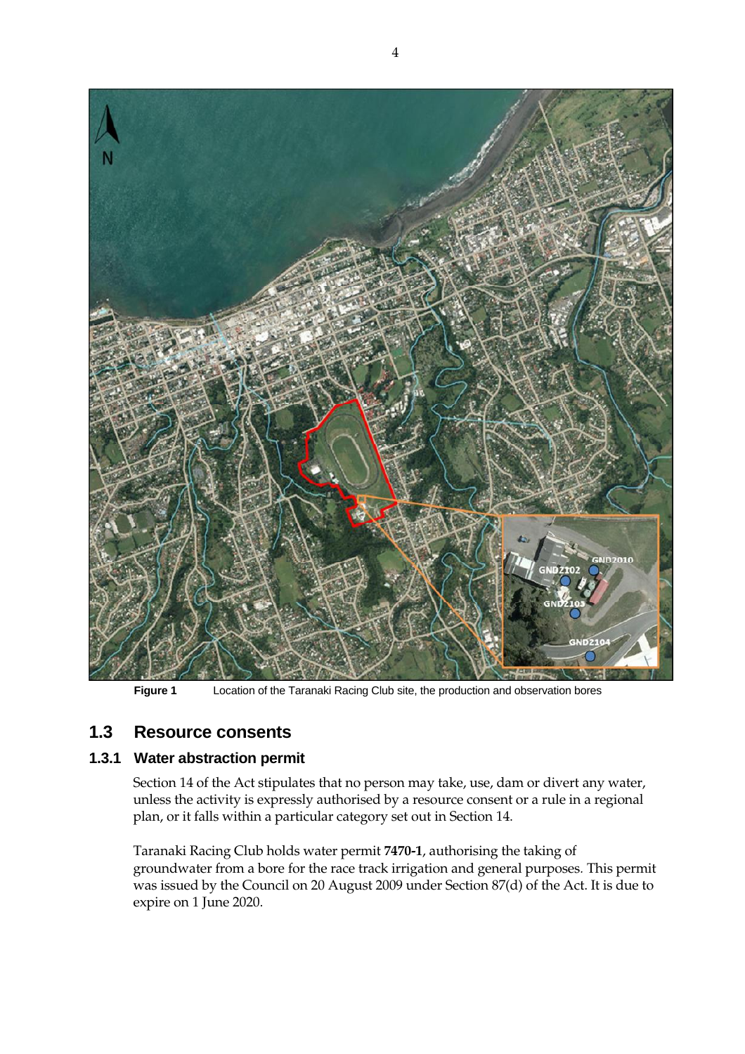**Figure 1** Location of the Taranaki Racing Club site, the production and observation bores

## 1.3 Resource consents

### 1.3.1 Water abstraction permit

Section 14 of the Act stipulates that no person may take, use, dam or divert any water, unless the activity is expressly authorised by a resource consent or a rule in a regional plan, or it falls within a particular category set out in Section 14.

Taranaki Racing Club holds water permit **7470-1**, authorising the taking of groundwater from a bore for the race track irrigation and general purposes. This permit was issued by the Council on 20 August 2009 under Section 87(d) of the Act. It is due to expire on 1 June 2020.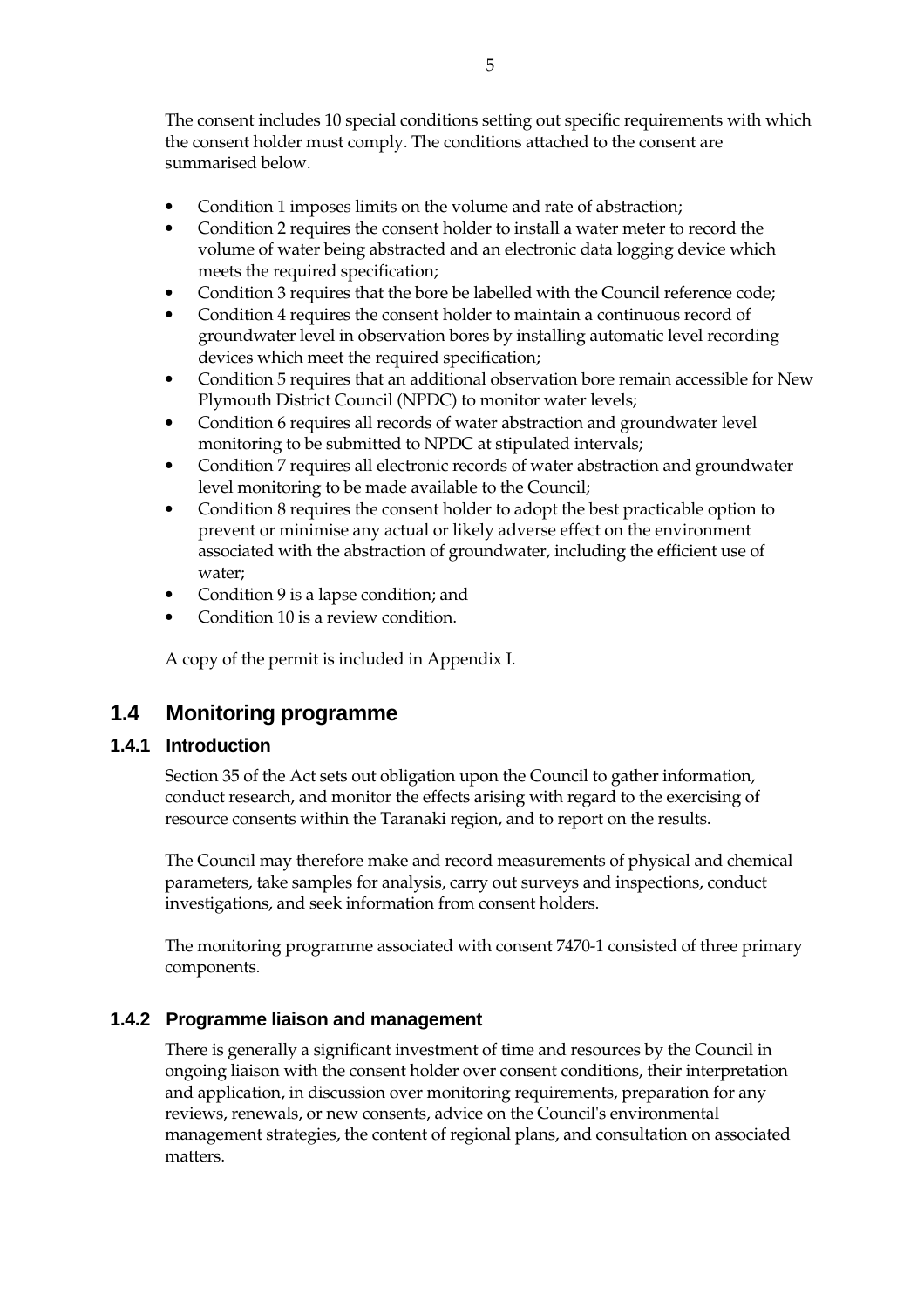The consent includes 10 special conditions setting out specific requirements with which the consent holder must comply. The conditions attached to the consent are summarised below.

- Condition 1 imposes limits on the volume and rate of abstraction;
- Condition 2 requires the consent holder to install a water meter to record the volume of water being abstracted and an electronic data logging device which meets the required specification;
- Condition 3 requires that the bore be labelled with the Council reference code;
- Condition 4 requires the consent holder to maintain a continuous record of groundwater level in observation bores by installing automatic level recording devices which meet the required specification;
- Condition 5 requires that an additional observation bore remain accessible for New Plymouth District Council (NPDC) to monitor water levels;
- Condition 6 requires all records of water abstraction and groundwater level monitoring to be submitted to NPDC at stipulated intervals;
- Condition 7 requires all electronic records of water abstraction and groundwater level monitoring to be made available to the Council;
- Condition 8 requires the consent holder to adopt the best practicable option to prevent or minimise any actual or likely adverse effect on the environment associated with the abstraction of groundwater, including the efficient use of water;
- Condition 9 is a lapse condition; and
- Condition 10 is a review condition.

A copy of the permit is included in Appendix I.

## 1.4 Monitoring programme

### 1.4.1 Introduction

Section 35 of the Act sets out obligation upon the Council to gather information, conduct research, and monitor the effects arising with regard to the exercising of resource consents within the Taranaki region, and to report on the results.

The Council may therefore make and record measurements of physical and chemical parameters, take samples for analysis, carry out surveys and inspections, conduct investigations, and seek information from consent holders.

The monitoring programme associated with consent 7470-1 consisted of three primary components.

### 1.4.2 Programme liaison and management

There is generally a significant investment of time and resources by the Council in ongoing liaison with the consent holder over consent conditions, their interpretation and application, in discussion over monitoring requirements, preparation for any reviews, renewals, or new consents, advice on the Council's environmental management strategies, the content of regional plans, and consultation on associated matters.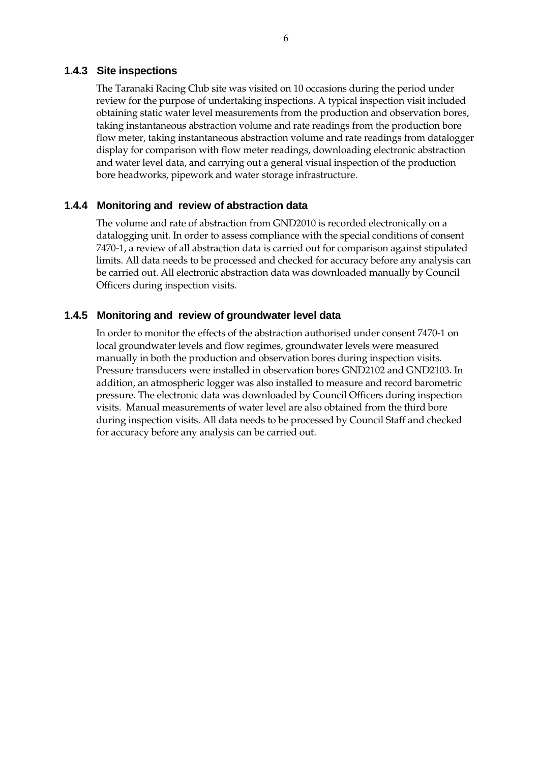### 1.4.3 Site inspections

The Taranaki Racing Club site was visited on 10 occasions during the period under review for the purpose of undertaking inspections. A typical inspection visit included obtaining static water level measurements from the production and observation bores, taking instantaneous abstraction volume and rate readings from the production bore flow meter, taking instantaneous abstraction volume and rate readings from datalogger display for comparison with flow meter readings, downloading electronic abstraction and water level data, and carrying out a general visual inspection of the production bore headworks, pipework and water storage infrastructure.

### 1.4.4 Monitoring and review of abstraction data

The volume and rate of abstraction from GND2010 is recorded electronically on a datalogging unit. In order to assess compliance with the special conditions of consent 7470-1, a review of all abstraction data is carried out for comparison against stipulated limits. All data needs to be processed and checked for accuracy before any analysis can be carried out. All electronic abstraction data was downloaded manually by Council Officers during inspection visits.

### 1.4.5 Monitoring and review of groundwater level data

In order to monitor the effects of the abstraction authorised under consent 7470-1 on local groundwater levels and flow regimes, groundwater levels were measured manually in both the production and observation bores during inspection visits. Pressure transducers were installed in observation bores GND2102 and GND2103. In addition, an atmospheric logger was also installed to measure and record barometric pressure. The electronic data was downloaded by Council Officers during inspection visits. Manual measurements of water level are also obtained from the third bore during inspection visits. All data needs to be processed by Council Staff and checked for accuracy before any analysis can be carried out.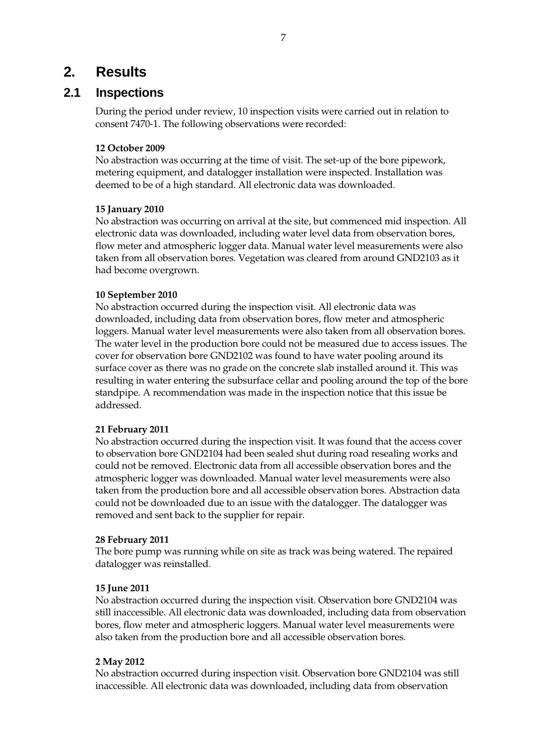# 2. Results

## 2.1 Inspections

During the period under review, 10 inspection visits were carried out in relation to consent 7470-1. The following observations were recorded:

**12 October 2009**
No abstraction was occurring at the time of visit. The set-up of the bore pipework, metering equipment, and datalogger installation were inspected. Installation was deemed to be of a high standard. All electronic data was downloaded.

**15 January 2010**
No abstraction was occurring on arrival at the site, but commenced mid inspection. All electronic data was downloaded, including water level data from observation bores, flow meter and atmospheric logger data. Manual water level measurements were also taken from all observation bores. Vegetation was cleared from around GND2103 as it had become overgrown.

**10 September 2010**
No abstraction occurred during the inspection visit. All electronic data was downloaded, including data from observation bores, flow meter and atmospheric loggers. Manual water level measurements were also taken from all observation bores. The water level in the production bore could not be measured due to access issues. The cover for observation bore GND2102 was found to have water pooling around its surface cover as there was no grade on the concrete slab installed around it. This was resulting in water entering the subsurface cellar and pooling around the top of the bore standpipe. A recommendation was made in the inspection notice that this issue be addressed.

**21 February 2011**
No abstraction occurred during the inspection visit. It was found that the access cover to observation bore GND2104 had been sealed shut during road resealing works and could not be removed. Electronic data from all accessible observation bores and the atmospheric logger was downloaded. Manual water level measurements were also taken from the production bore and all accessible observation bores. Abstraction data could not be downloaded due to an issue with the datalogger. The datalogger was removed and sent back to the supplier for repair.

**28 February 2011**
The bore pump was running while on site as track was being watered. The repaired datalogger was reinstalled.

**15 June 2011**
No abstraction occurred during the inspection visit. Observation bore GND2104 was still inaccessible. All electronic data was downloaded, including data from observation bores, flow meter and atmospheric loggers. Manual water level measurements were also taken from the production bore and all accessible observation bores.

**2 May 2012**
No abstraction occurred during inspection visit. Observation bore GND2104 was still inaccessible. All electronic data was downloaded, including data from observation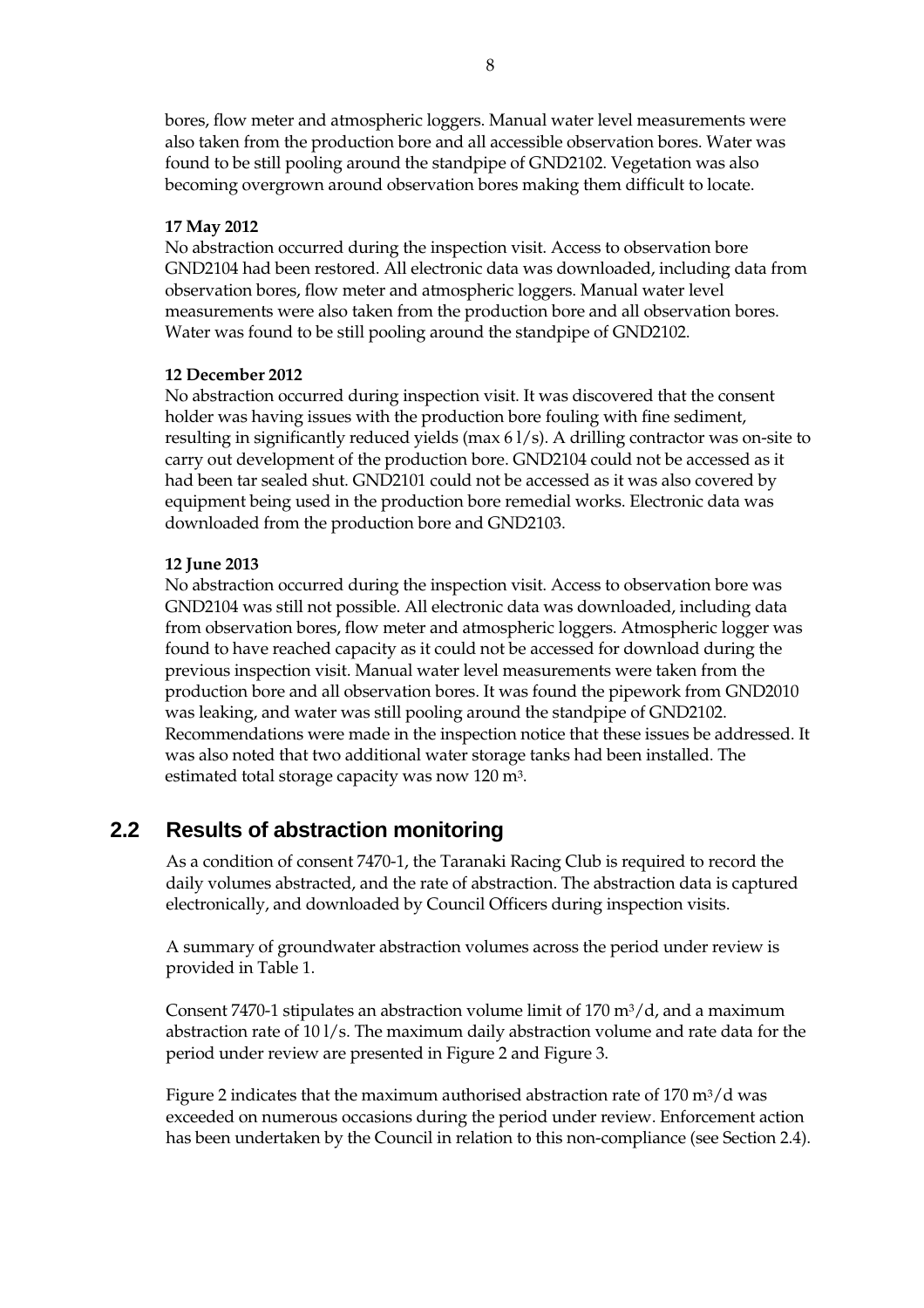bores, flow meter and atmospheric loggers. Manual water level measurements were also taken from the production bore and all accessible observation bores. Water was found to be still pooling around the standpipe of GND2102. Vegetation was also becoming overgrown around observation bores making them difficult to locate.

**17 May 2012**

No abstraction occurred during the inspection visit. Access to observation bore GND2104 had been restored. All electronic data was downloaded, including data from observation bores, flow meter and atmospheric loggers. Manual water level measurements were also taken from the production bore and all observation bores. Water was found to be still pooling around the standpipe of GND2102.

**12 December 2012**

No abstraction occurred during inspection visit. It was discovered that the consent holder was having issues with the production bore fouling with fine sediment, resulting in significantly reduced yields (max 6 l/s). A drilling contractor was on-site to carry out development of the production bore. GND2104 could not be accessed as it had been tar sealed shut. GND2101 could not be accessed as it was also covered by equipment being used in the production bore remedial works. Electronic data was downloaded from the production bore and GND2103.

**12 June 2013**

No abstraction occurred during the inspection visit. Access to observation bore was GND2104 was still not possible. All electronic data was downloaded, including data from observation bores, flow meter and atmospheric loggers. Atmospheric logger was found to have reached capacity as it could not be accessed for download during the previous inspection visit. Manual water level measurements were taken from the production bore and all observation bores. It was found the pipework from GND2010 was leaking, and water was still pooling around the standpipe of GND2102. Recommendations were made in the inspection notice that these issues be addressed. It was also noted that two additional water storage tanks had been installed. The estimated total storage capacity was now 120 $m^3$.

## 2.2 Results of abstraction monitoring

As a condition of consent 7470-1, the Taranaki Racing Club is required to record the daily volumes abstracted, and the rate of abstraction. The abstraction data is captured electronically, and downloaded by Council Officers during inspection visits.

A summary of groundwater abstraction volumes across the period under review is provided in Table 1.

Consent 7470-1 stipulates an abstraction volume limit of 170 $m^3$/d, and a maximum abstraction rate of 10 l/s. The maximum daily abstraction volume and rate data for the period under review are presented in Figure 2 and Figure 3.

Figure 2 indicates that the maximum authorised abstraction rate of 170 $m^3$/d was exceeded on numerous occasions during the period under review. Enforcement action has been undertaken by the Council in relation to this non-compliance (see Section 2.4).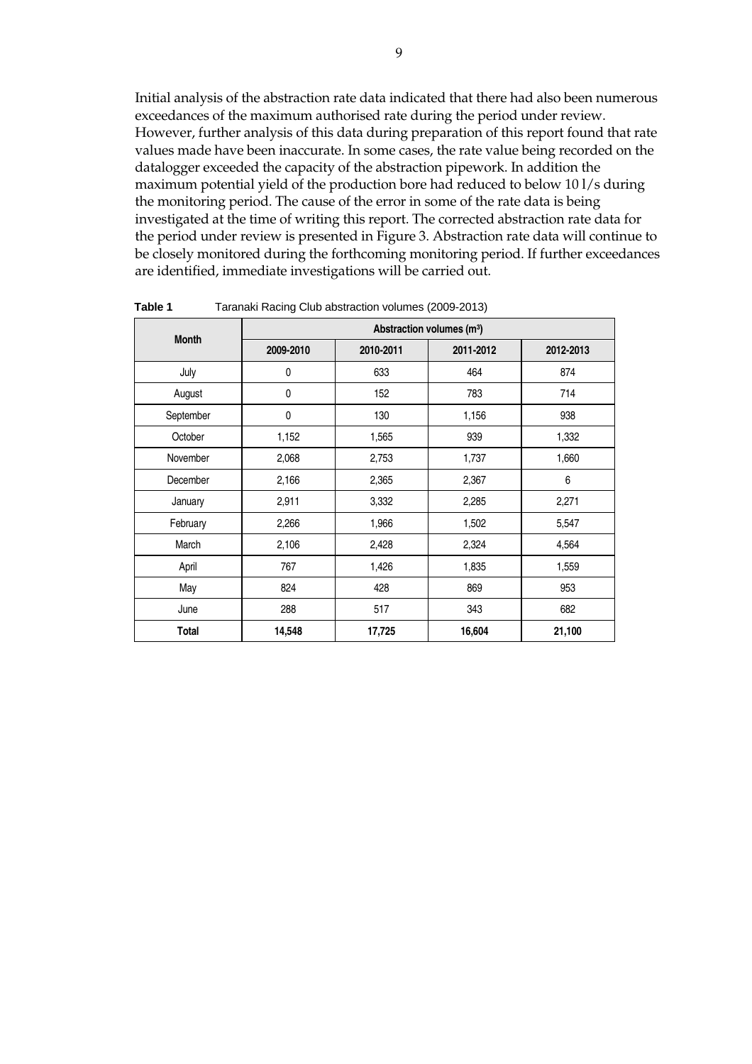Initial analysis of the abstraction rate data indicated that there had also been numerous exceedances of the maximum authorised rate during the period under review. However, further analysis of this data during preparation of this report found that rate values made have been inaccurate. In some cases, the rate value being recorded on the datalogger exceeded the capacity of the abstraction pipework. In addition the maximum potential yield of the production bore had reduced to below 10 l/s during the monitoring period. The cause of the error in some of the rate data is being investigated at the time of writing this report. The corrected abstraction rate data for the period under review is presented in Figure 3. Abstraction rate data will continue to be closely monitored during the forthcoming monitoring period. If further exceedances are identified, immediate investigations will be carried out.

**Table 1** Taranaki Racing Club abstraction volumes (2009-2013)

| Month | Abstraction volumes ($m^3$) | | | |
|---|---|---|---|---|
| | 2009-2010 | 2010-2011 | 2011-2012 | 2012-2013 |
| July | 0 | 633 | 464 | 874 |
| August | 0 | 152 | 783 | 714 |
| September | 0 | 130 | 1,156 | 938 |
| October | 1,152 | 1,565 | 939 | 1,332 |
| November | 2,068 | 2,753 | 1,737 | 1,660 |
| December | 2,166 | 2,365 | 2,367 | 6 |
| January | 2,911 | 3,332 | 2,285 | 2,271 |
| February | 2,266 | 1,966 | 1,502 | 5,547 |
| March | 2,106 | 2,428 | 2,324 | 4,564 |
| April | 767 | 1,426 | 1,835 | 1,559 |
| May | 824 | 428 | 869 | 953 |
| June | 288 | 517 | 343 | 682 |
| **Total** | **14,548** | **17,725** | **16,604** | **21,100** |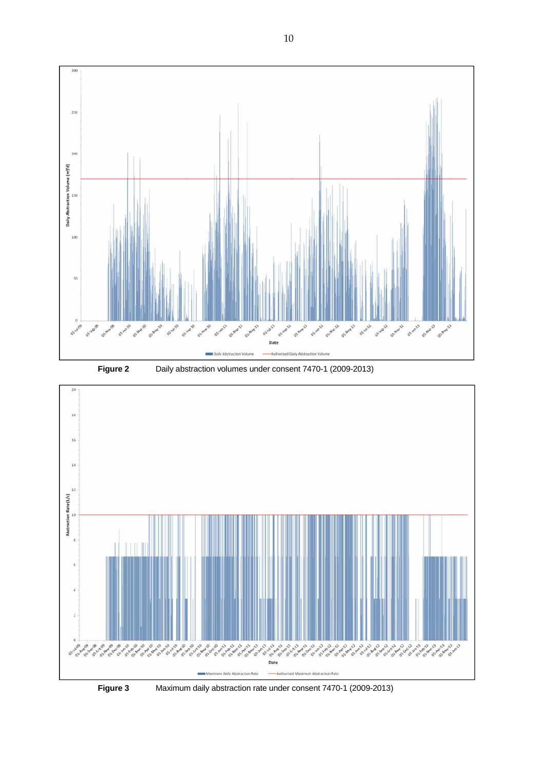**Figure 2** Daily abstraction volumes under consent 7470-1 (2009-2013)

**Figure 3** Maximum daily abstraction rate under consent 7470-1 (2009-2013)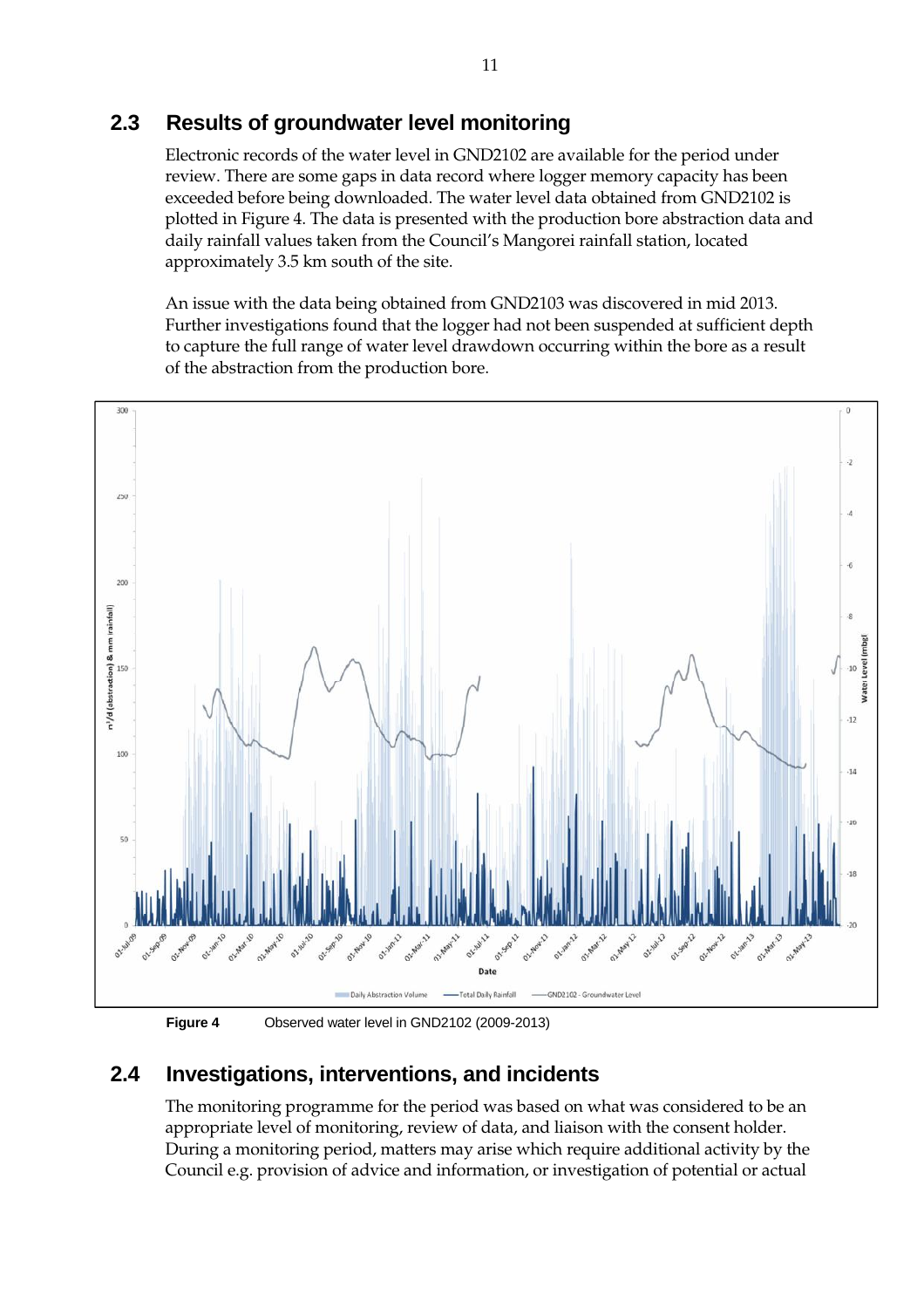## 2.3 Results of groundwater level monitoring

Electronic records of the water level in GND2102 are available for the period under review. There are some gaps in data record where logger memory capacity has been exceeded before being downloaded. The water level data obtained from GND2102 is plotted in Figure 4. The data is presented with the production bore abstraction data and daily rainfall values taken from the Council's Mangorei rainfall station, located approximately 3.5 km south of the site.

An issue with the data being obtained from GND2103 was discovered in mid 2013. Further investigations found that the logger had not been suspended at sufficient depth to capture the full range of water level drawdown occurring within the bore as a result of the abstraction from the production bore.

**Figure 4** Observed water level in GND2102 (2009-2013)

## 2.4 Investigations, interventions, and incidents

The monitoring programme for the period was based on what was considered to be an appropriate level of monitoring, review of data, and liaison with the consent holder. During a monitoring period, matters may arise which require additional activity by the Council e.g. provision of advice and information, or investigation of potential or actual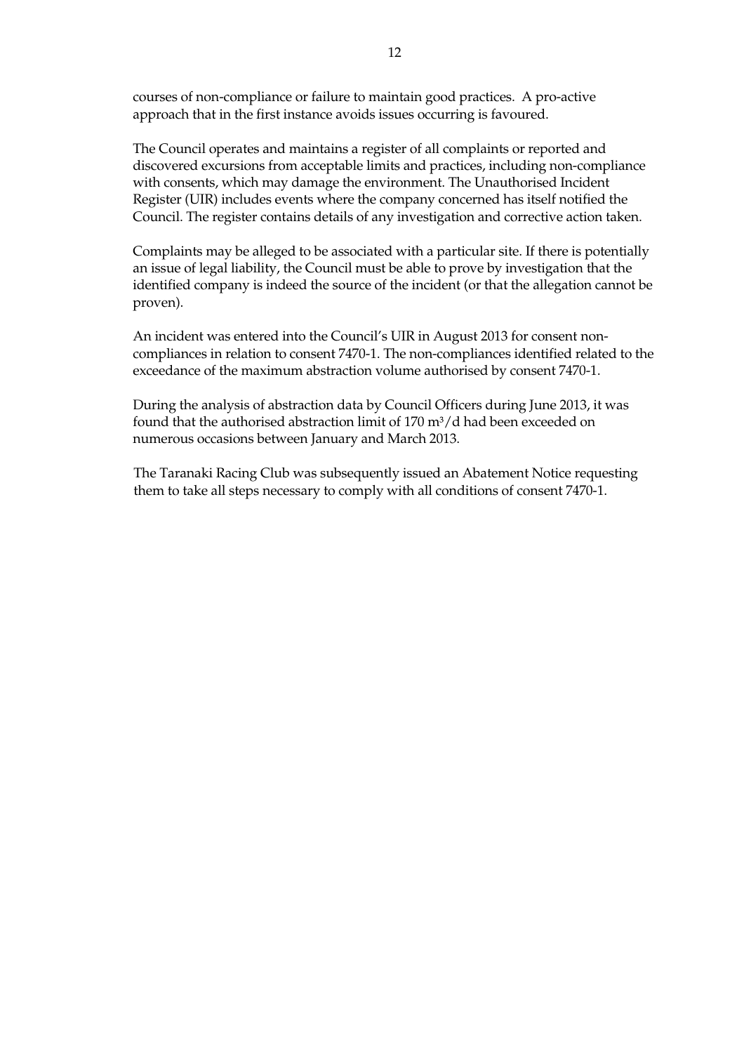courses of non-compliance or failure to maintain good practices. A pro-active approach that in the first instance avoids issues occurring is favoured.

The Council operates and maintains a register of all complaints or reported and discovered excursions from acceptable limits and practices, including non-compliance with consents, which may damage the environment. The Unauthorised Incident Register (UIR) includes events where the company concerned has itself notified the Council. The register contains details of any investigation and corrective action taken.

Complaints may be alleged to be associated with a particular site. If there is potentially an issue of legal liability, the Council must be able to prove by investigation that the identified company is indeed the source of the incident (or that the allegation cannot be proven).

An incident was entered into the Council's UIR in August 2013 for consent non-compliances in relation to consent 7470-1. The non-compliances identified related to the exceedance of the maximum abstraction volume authorised by consent 7470-1.

During the analysis of abstraction data by Council Officers during June 2013, it was found that the authorised abstraction limit of 170 $m^3/d$ had been exceeded on numerous occasions between January and March 2013.

The Taranaki Racing Club was subsequently issued an Abatement Notice requesting them to take all steps necessary to comply with all conditions of consent 7470-1.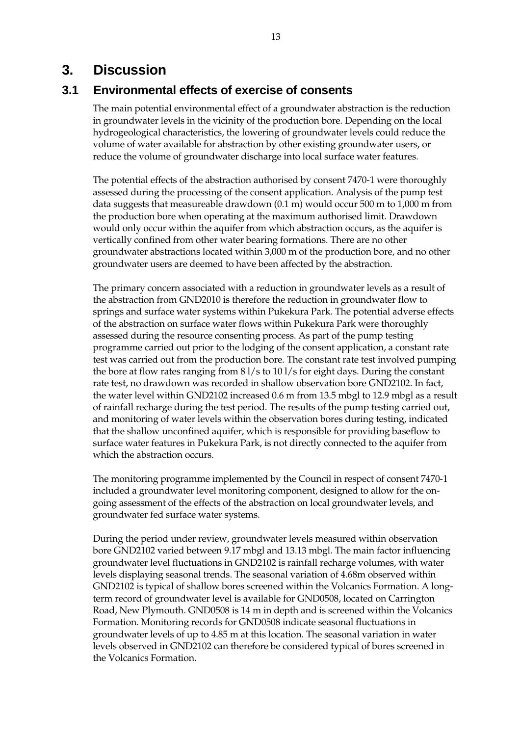# 3. Discussion

## 3.1 Environmental effects of exercise of consents

The main potential environmental effect of a groundwater abstraction is the reduction in groundwater levels in the vicinity of the production bore. Depending on the local hydrogeological characteristics, the lowering of groundwater levels could reduce the volume of water available for abstraction by other existing groundwater users, or reduce the volume of groundwater discharge into local surface water features.

The potential effects of the abstraction authorised by consent 7470-1 were thoroughly assessed during the processing of the consent application. Analysis of the pump test data suggests that measureable drawdown (0.1 m) would occur 500 m to 1,000 m from the production bore when operating at the maximum authorised limit. Drawdown would only occur within the aquifer from which abstraction occurs, as the aquifer is vertically confined from other water bearing formations. There are no other groundwater abstractions located within 3,000 m of the production bore, and no other groundwater users are deemed to have been affected by the abstraction.

The primary concern associated with a reduction in groundwater levels as a result of the abstraction from GND2010 is therefore the reduction in groundwater flow to springs and surface water systems within Pukekura Park. The potential adverse effects of the abstraction on surface water flows within Pukekura Park were thoroughly assessed during the resource consenting process. As part of the pump testing programme carried out prior to the lodging of the consent application, a constant rate test was carried out from the production bore. The constant rate test involved pumping the bore at flow rates ranging from 8 l/s to 10 l/s for eight days. During the constant rate test, no drawdown was recorded in shallow observation bore GND2102. In fact, the water level within GND2102 increased 0.6 m from 13.5 mbgl to 12.9 mbgl as a result of rainfall recharge during the test period. The results of the pump testing carried out, and monitoring of water levels within the observation bores during testing, indicated that the shallow unconfined aquifer, which is responsible for providing baseflow to surface water features in Pukekura Park, is not directly connected to the aquifer from which the abstraction occurs.

The monitoring programme implemented by the Council in respect of consent 7470-1 included a groundwater level monitoring component, designed to allow for the on-going assessment of the effects of the abstraction on local groundwater levels, and groundwater fed surface water systems.

During the period under review, groundwater levels measured within observation bore GND2102 varied between 9.17 mbgl and 13.13 mbgl. The main factor influencing groundwater level fluctuations in GND2102 is rainfall recharge volumes, with water levels displaying seasonal trends. The seasonal variation of 4.68m observed within GND2102 is typical of shallow bores screened within the Volcanics Formation. A long-term record of groundwater level is available for GND0508, located on Carrington Road, New Plymouth. GND0508 is 14 m in depth and is screened within the Volcanics Formation. Monitoring records for GND0508 indicate seasonal fluctuations in groundwater levels of up to 4.85 m at this location. The seasonal variation in water levels observed in GND2102 can therefore be considered typical of bores screened in the Volcanics Formation.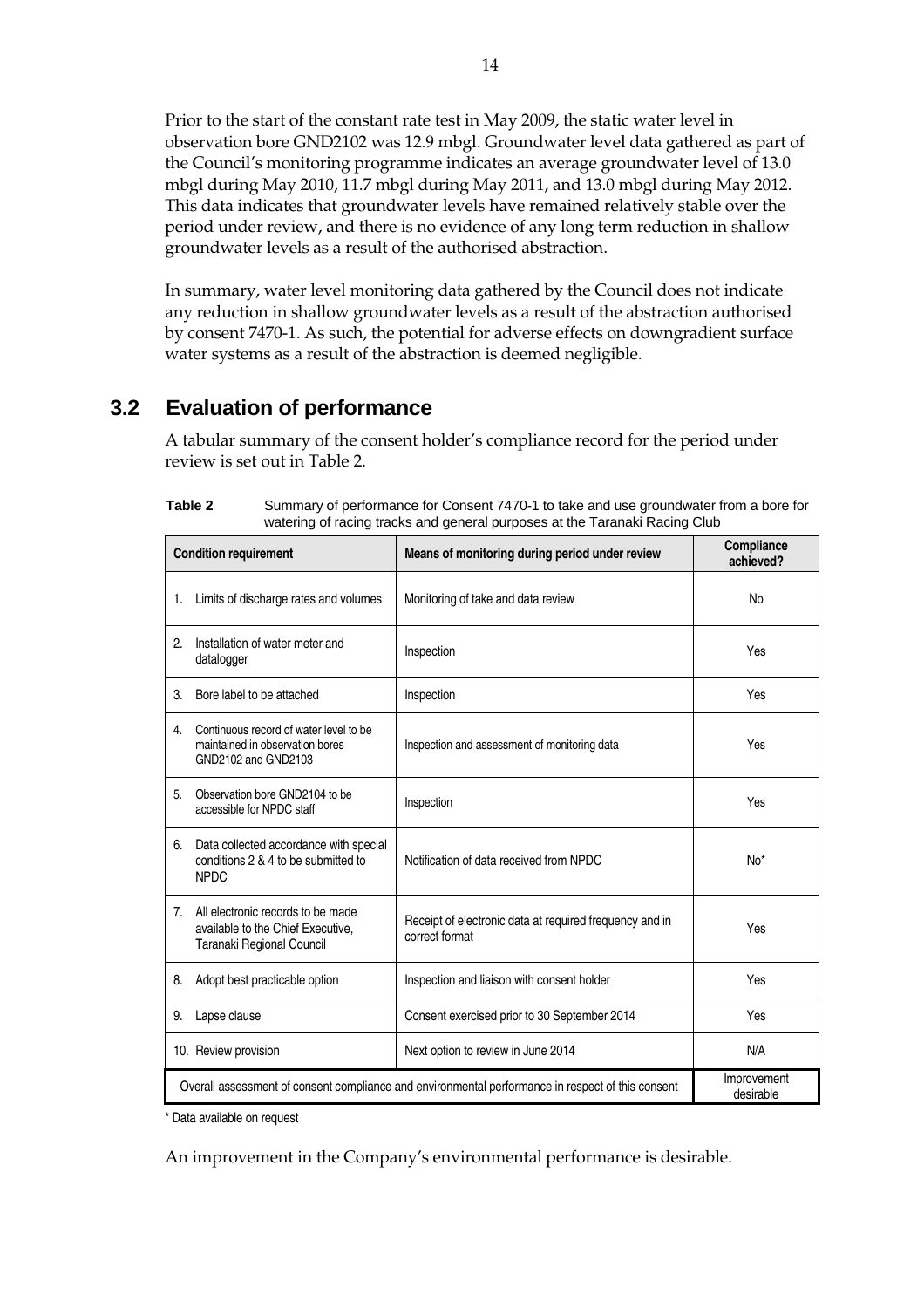Prior to the start of the constant rate test in May 2009, the static water level in observation bore GND2102 was 12.9 mbgl. Groundwater level data gathered as part of the Council's monitoring programme indicates an average groundwater level of 13.0 mbgl during May 2010, 11.7 mbgl during May 2011, and 13.0 mbgl during May 2012. This data indicates that groundwater levels have remained relatively stable over the period under review, and there is no evidence of any long term reduction in shallow groundwater levels as a result of the authorised abstraction.

In summary, water level monitoring data gathered by the Council does not indicate any reduction in shallow groundwater levels as a result of the abstraction authorised by consent 7470-1. As such, the potential for adverse effects on downgradient surface water systems as a result of the abstraction is deemed negligible.

## 3.2 Evaluation of performance

A tabular summary of the consent holder's compliance record for the period under review is set out in Table 2.

**Table 2** Summary of performance for Consent 7470-1 to take and use groundwater from a bore for watering of racing tracks and general purposes at the Taranaki Racing Club

| Condition requirement | Means of monitoring during period under review | Compliance achieved? |
|---|---|---|
| 1. Limits of discharge rates and volumes | Monitoring of take and data review | No |
| 2. Installation of water meter and datalogger | Inspection | Yes |
| 3. Bore label to be attached | Inspection | Yes |
| 4. Continuous record of water level to be maintained in observation bores GND2102 and GND2103 | Inspection and assessment of monitoring data | Yes |
| 5. Observation bore GND2104 to be accessible for NPDC staff | Inspection | Yes |
| 6. Data collected accordance with special conditions 2 & 4 to be submitted to NPDC | Notification of data received from NPDC | No* |
| 7. All electronic records to be made available to the Chief Executive, Taranaki Regional Council | Receipt of electronic data at required frequency and in correct format | Yes |
| 8. Adopt best practicable option | Inspection and liaison with consent holder | Yes |
| 9. Lapse clause | Consent exercised prior to 30 September 2014 | Yes |
| 10. Review provision | Next option to review in June 2014 | N/A |
| Overall assessment of consent compliance and environmental performance in respect of this consent | | Improvement desirable |

\* Data available on request

An improvement in the Company's environmental performance is desirable.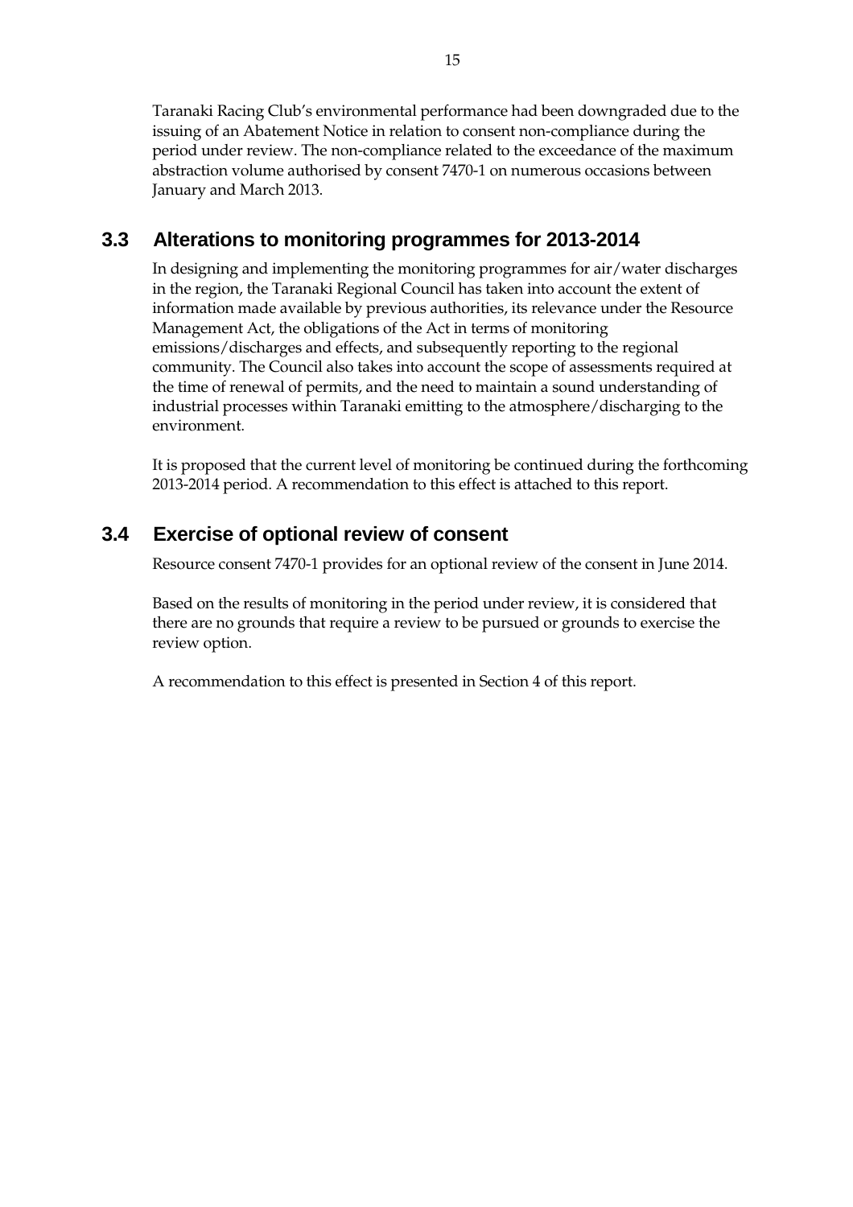Taranaki Racing Club's environmental performance had been downgraded due to the issuing of an Abatement Notice in relation to consent non-compliance during the period under review. The non-compliance related to the exceedance of the maximum abstraction volume authorised by consent 7470-1 on numerous occasions between January and March 2013.

## 3.3 Alterations to monitoring programmes for 2013-2014

In designing and implementing the monitoring programmes for air/water discharges in the region, the Taranaki Regional Council has taken into account the extent of information made available by previous authorities, its relevance under the Resource Management Act, the obligations of the Act in terms of monitoring emissions/discharges and effects, and subsequently reporting to the regional community. The Council also takes into account the scope of assessments required at the time of renewal of permits, and the need to maintain a sound understanding of industrial processes within Taranaki emitting to the atmosphere/discharging to the environment.

It is proposed that the current level of monitoring be continued during the forthcoming 2013-2014 period. A recommendation to this effect is attached to this report.

## 3.4 Exercise of optional review of consent

Resource consent 7470-1 provides for an optional review of the consent in June 2014.

Based on the results of monitoring in the period under review, it is considered that there are no grounds that require a review to be pursued or grounds to exercise the review option.

A recommendation to this effect is presented in Section 4 of this report.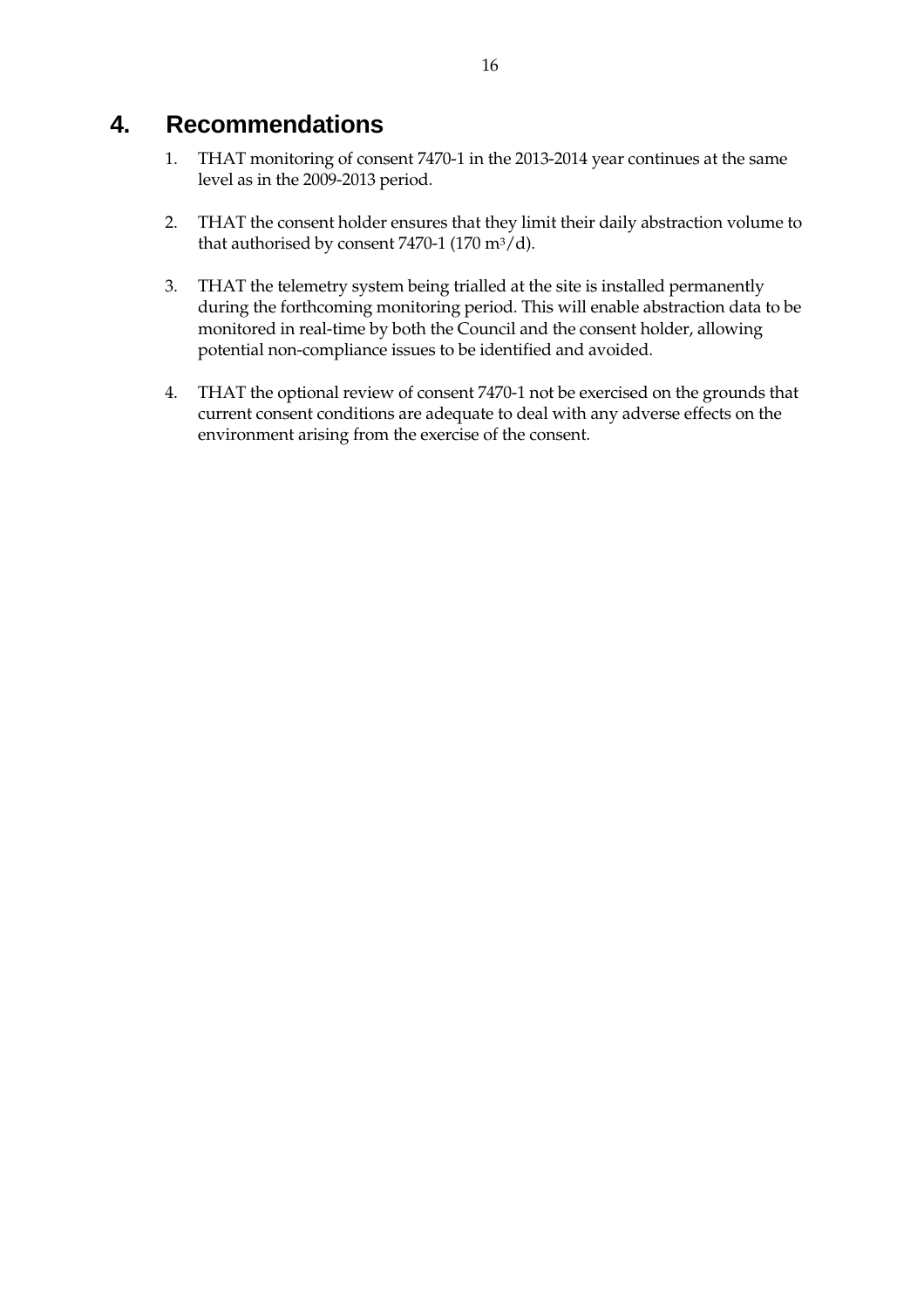# 4. Recommendations

1. THAT monitoring of consent 7470-1 in the 2013-2014 year continues at the same level as in the 2009-2013 period.

2. THAT the consent holder ensures that they limit their daily abstraction volume to that authorised by consent 7470-1 (170 $m^3/d$).

3. THAT the telemetry system being trialled at the site is installed permanently during the forthcoming monitoring period. This will enable abstraction data to be monitored in real-time by both the Council and the consent holder, allowing potential non-compliance issues to be identified and avoided.

4. THAT the optional review of consent 7470-1 not be exercised on the grounds that current consent conditions are adequate to deal with any adverse effects on the environment arising from the exercise of the consent.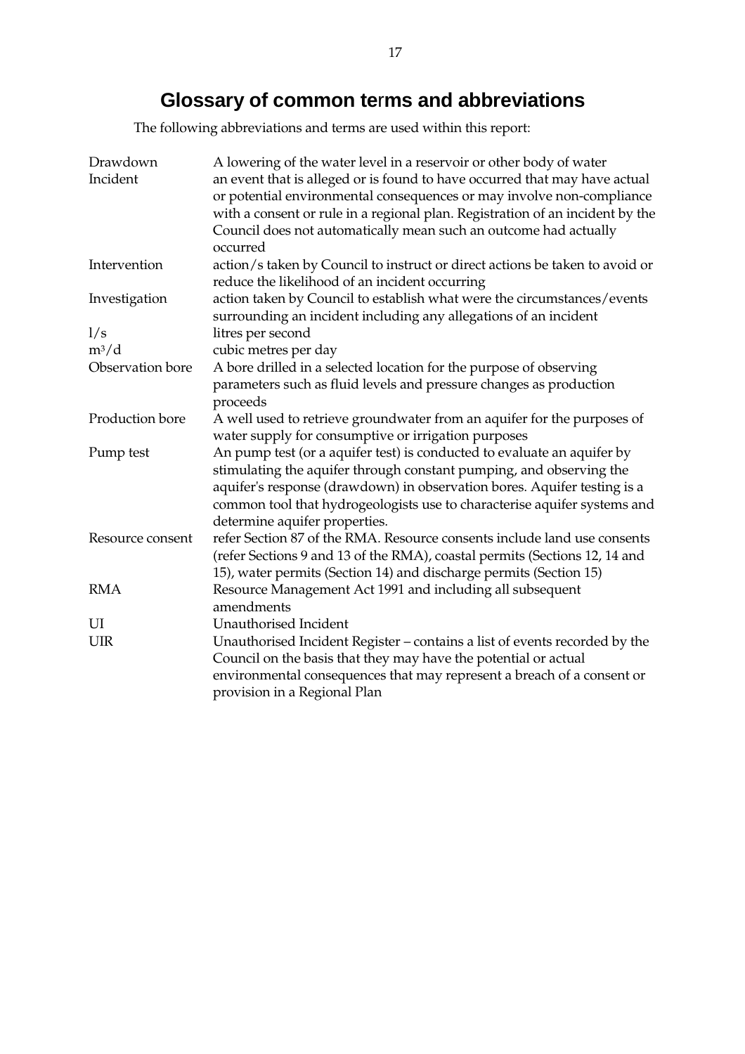# Glossary of common terms and abbreviations

The following abbreviations and terms are used within this report:

| | |
|---|---|
| Drawdown | A lowering of the water level in a reservoir or other body of water |
| Incident | an event that is alleged or is found to have occurred that may have actual or potential environmental consequences or may involve non-compliance with a consent or rule in a regional plan. Registration of an incident by the Council does not automatically mean such an outcome had actually occurred |
| Intervention | action/s taken by Council to instruct or direct actions be taken to avoid or reduce the likelihood of an incident occurring |
| Investigation | action taken by Council to establish what were the circumstances/events surrounding an incident including any allegations of an incident |
| l/s | litres per second |
| $m^3/d$ | cubic metres per day |
| Observation bore | A bore drilled in a selected location for the purpose of observing parameters such as fluid levels and pressure changes as production proceeds |
| Production bore | A well used to retrieve groundwater from an aquifer for the purposes of water supply for consumptive or irrigation purposes |
| Pump test | An pump test (or a aquifer test) is conducted to evaluate an aquifer by stimulating the aquifer through constant pumping, and observing the aquifer's response (drawdown) in observation bores. Aquifer testing is a common tool that hydrogeologists use to characterise aquifer systems and determine aquifer properties. |
| Resource consent | refer Section 87 of the RMA. Resource consents include land use consents (refer Sections 9 and 13 of the RMA), coastal permits (Sections 12, 14 and 15), water permits (Section 14) and discharge permits (Section 15) |
| RMA | Resource Management Act 1991 and including all subsequent amendments |
| UI | Unauthorised Incident |
| UIR | Unauthorised Incident Register – contains a list of events recorded by the Council on the basis that they may have the potential or actual environmental consequences that may represent a breach of a consent or provision in a Regional Plan |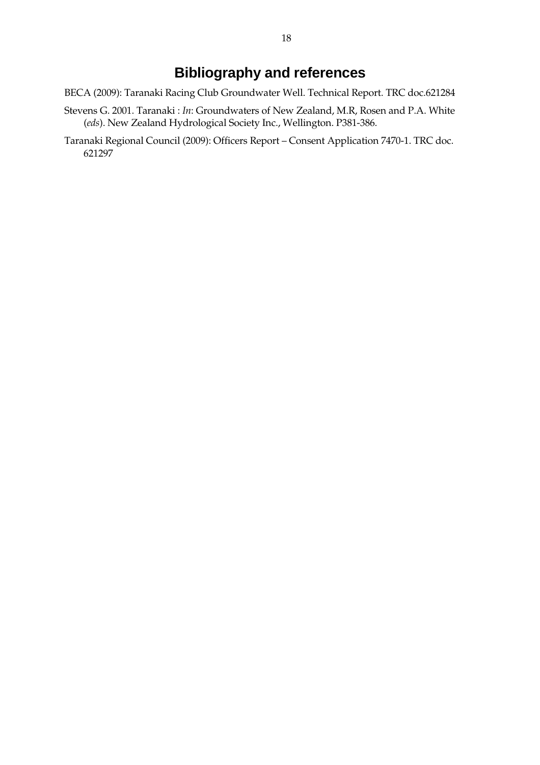# Bibliography and references

BECA (2009): Taranaki Racing Club Groundwater Well. Technical Report. TRC doc.621284

Stevens G. 2001. Taranaki : *In*: Groundwaters of New Zealand, M.R, Rosen and P.A. White (*eds*). New Zealand Hydrological Society Inc., Wellington. P381-386.

Taranaki Regional Council (2009): Officers Report – Consent Application 7470-1. TRC doc. 621297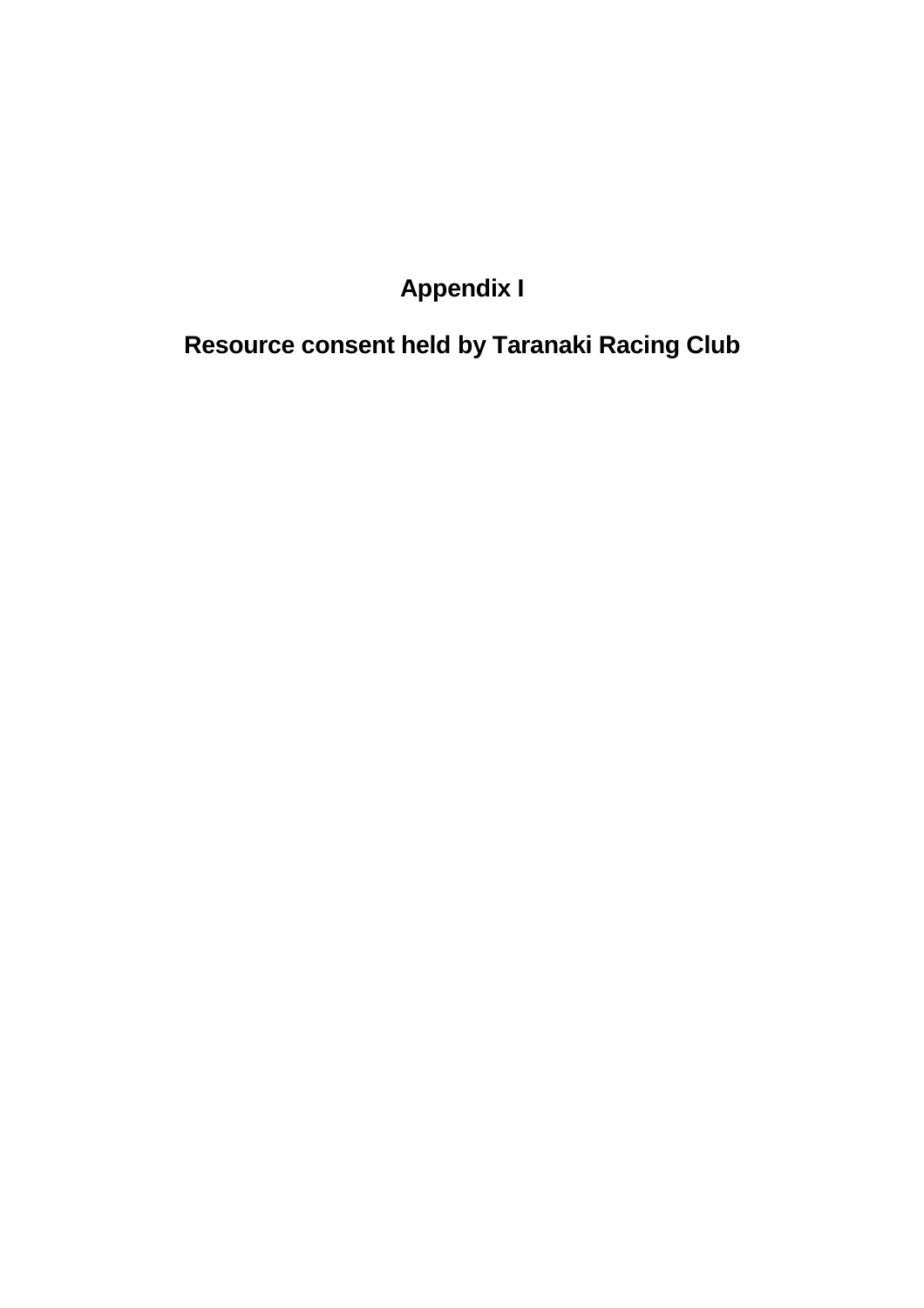# Appendix I

# Resource consent held by Taranaki Racing Club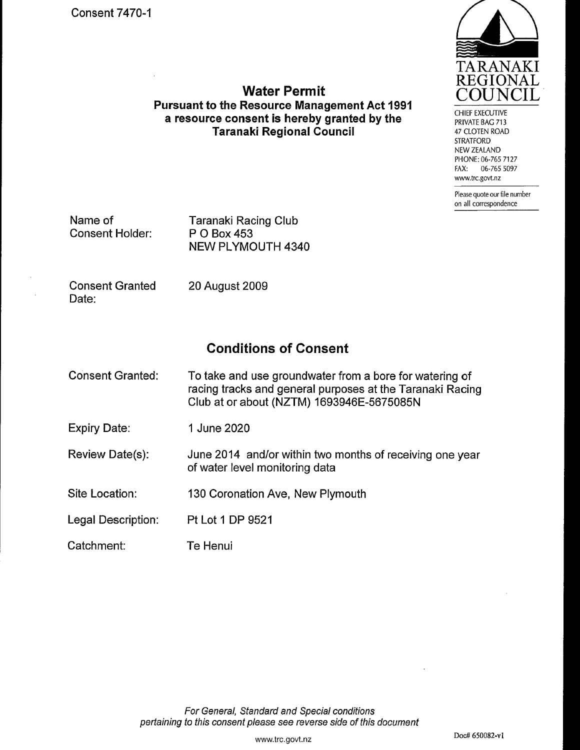Consent 7470-1

# Water Permit

**Pursuant to the Resource Management Act 1991 a resource consent is hereby granted by the Taranaki Regional Council**

TARANAKI REGIONAL COUNCIL

CHIEF EXECUTIVE
PRIVATE BAG 713
47 CLOTEN ROAD
STRATFORD
NEW ZEALAND
PHONE: 06-765 7127
FAX: 06-765 5097
www.trc.govt.nz

Please quote our file number on all correspondence

| | |
|---|---|
| Name of Consent Holder: | Taranaki Racing Club<br>P O Box 453<br>NEW PLYMOUTH 4340 |
| Consent Granted Date: | 20 August 2009 |

## Conditions of Consent

| | |
|---|---|
| Consent Granted: | To take and use groundwater from a bore for watering of racing tracks and general purposes at the Taranaki Racing Club at or about (NZTM) 1693946E-5675085N |
| Expiry Date: | 1 June 2020 |
| Review Date(s): | June 2014 and/or within two months of receiving one year of water level monitoring data |
| Site Location: | 130 Coronation Ave, New Plymouth |
| Legal Description: | Pt Lot 1 DP 9521 |
| Catchment: | Te Henui |

*For General, Standard and Special conditions pertaining to this consent please see reverse side of this document*

Doc# 650082-v1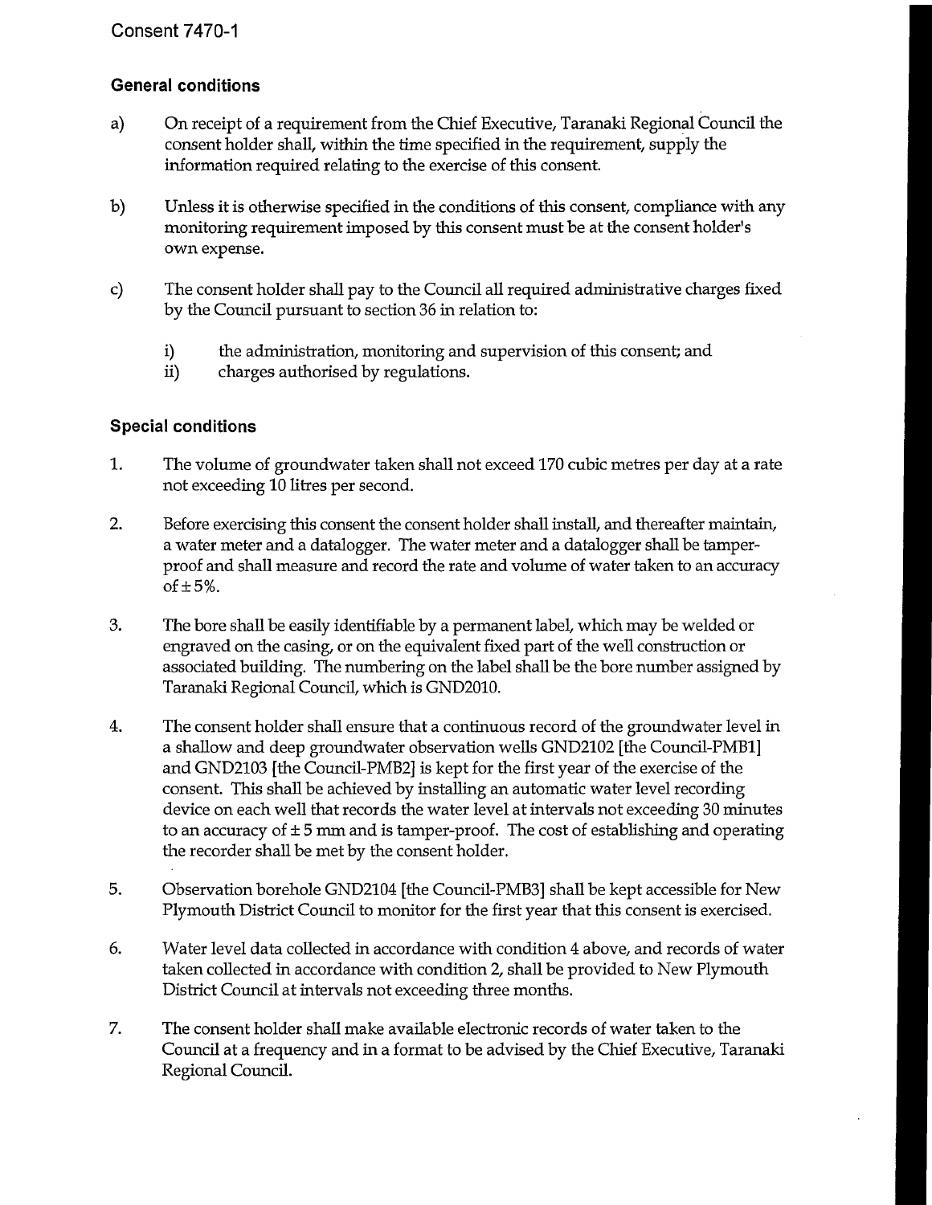Consent 7470-1

### General conditions

a) On receipt of a requirement from the Chief Executive, Taranaki Regional Council the consent holder shall, within the time specified in the requirement, supply the information required relating to the exercise of this consent.

b) Unless it is otherwise specified in the conditions of this consent, compliance with any monitoring requirement imposed by this consent must be at the consent holder's own expense.

c) The consent holder shall pay to the Council all required administrative charges fixed by the Council pursuant to section 36 in relation to:

   i) the administration, monitoring and supervision of this consent; and
   ii) charges authorised by regulations.

### Special conditions

1. The volume of groundwater taken shall not exceed 170 cubic metres per day at a rate not exceeding 10 litres per second.

2. Before exercising this consent the consent holder shall install, and thereafter maintain, a water meter and a datalogger. The water meter and a datalogger shall be tamper-proof and shall measure and record the rate and volume of water taken to an accuracy of ± 5%.

3. The bore shall be easily identifiable by a permanent label, which may be welded or engraved on the casing, or on the equivalent fixed part of the well construction or associated building. The numbering on the label shall be the bore number assigned by Taranaki Regional Council, which is GND2010.

4. The consent holder shall ensure that a continuous record of the groundwater level in a shallow and deep groundwater observation wells GND2102 [the Council-PMB1] and GND2103 [the Council-PMB2] is kept for the first year of the exercise of the consent. This shall be achieved by installing an automatic water level recording device on each well that records the water level at intervals not exceeding 30 minutes to an accuracy of ± 5 mm and is tamper-proof. The cost of establishing and operating the recorder shall be met by the consent holder.

5. Observation borehole GND2104 [the Council-PMB3] shall be kept accessible for New Plymouth District Council to monitor for the first year that this consent is exercised.

6. Water level data collected in accordance with condition 4 above, and records of water taken collected in accordance with condition 2, shall be provided to New Plymouth District Council at intervals not exceeding three months.

7. The consent holder shall make available electronic records of water taken to the Council at a frequency and in a format to be advised by the Chief Executive, Taranaki Regional Council.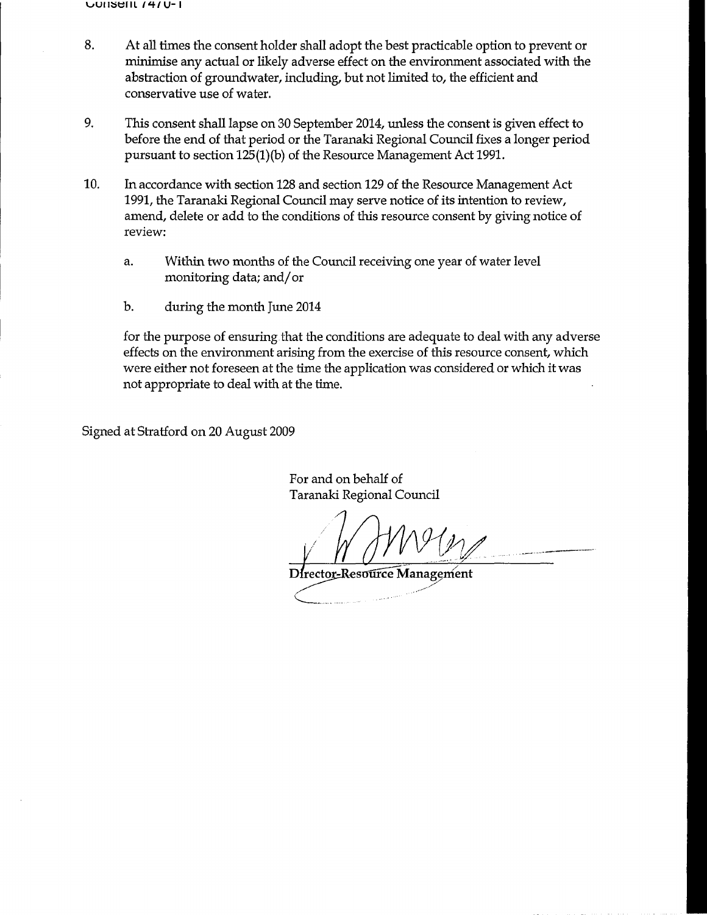8. At all times the consent holder shall adopt the best practicable option to prevent or minimise any actual or likely adverse effect on the environment associated with the abstraction of groundwater, including, but not limited to, the efficient and conservative use of water.

9. This consent shall lapse on 30 September 2014, unless the consent is given effect to before the end of that period or the Taranaki Regional Council fixes a longer period pursuant to section 125(1)(b) of the Resource Management Act 1991.

10. In accordance with section 128 and section 129 of the Resource Management Act 1991, the Taranaki Regional Council may serve notice of its intention to review, amend, delete or add to the conditions of this resource consent by giving notice of review:

    a. Within two months of the Council receiving one year of water level monitoring data; and/or

    b. during the month June 2014

    for the purpose of ensuring that the conditions are adequate to deal with any adverse effects on the environment arising from the exercise of this resource consent, which were either not foreseen at the time the application was considered or which it was not appropriate to deal with at the time.

Signed at Stratford on 20 August 2009

For and on behalf of
Taranaki Regional Council

Director-Resource Management